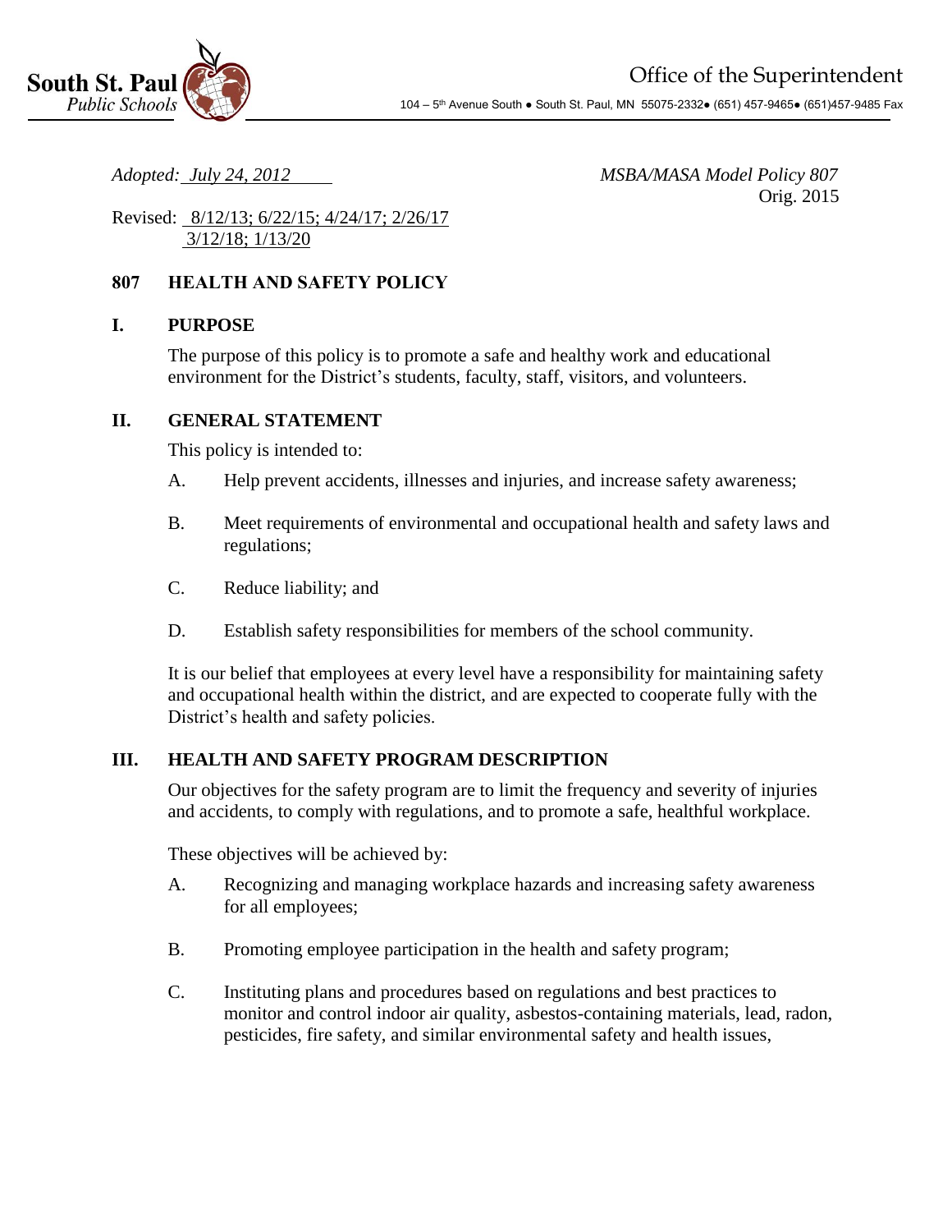South St. Paul Public Schools

Office of the Superintendent

104 – 5th Avenue South ● South St. Paul, MN 55075-2332● (651) 457-9465● (651)457-9485 Fax

*Adopted: July 24, 2012*

*MSBA/MASA Model Policy 807*
Orig. 2015

Revised: 8/12/13; 6/22/15; 4/24/17; 2/26/17 3/12/18; 1/13/20

# 807 HEALTH AND SAFETY POLICY

## I. PURPOSE

The purpose of this policy is to promote a safe and healthy work and educational environment for the District's students, faculty, staff, visitors, and volunteers.

## II. GENERAL STATEMENT

This policy is intended to:

A. Help prevent accidents, illnesses and injuries, and increase safety awareness;

B. Meet requirements of environmental and occupational health and safety laws and regulations;

C. Reduce liability; and

D. Establish safety responsibilities for members of the school community.

It is our belief that employees at every level have a responsibility for maintaining safety and occupational health within the district, and are expected to cooperate fully with the District's health and safety policies.

## III. HEALTH AND SAFETY PROGRAM DESCRIPTION

Our objectives for the safety program are to limit the frequency and severity of injuries and accidents, to comply with regulations, and to promote a safe, healthful workplace.

These objectives will be achieved by:

A. Recognizing and managing workplace hazards and increasing safety awareness for all employees;

B. Promoting employee participation in the health and safety program;

C. Instituting plans and procedures based on regulations and best practices to monitor and control indoor air quality, asbestos-containing materials, lead, radon, pesticides, fire safety, and similar environmental safety and health issues,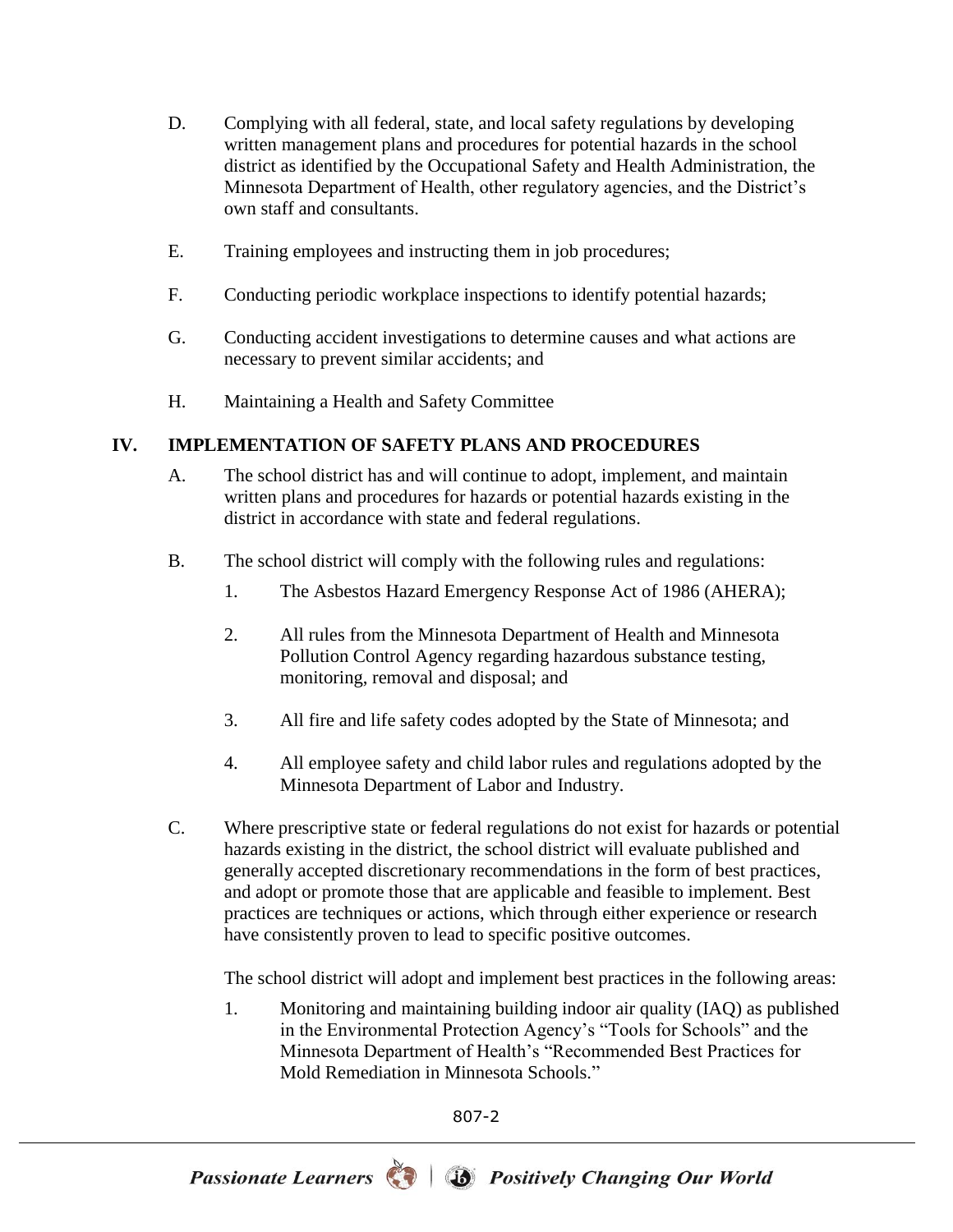D. Complying with all federal, state, and local safety regulations by developing written management plans and procedures for potential hazards in the school district as identified by the Occupational Safety and Health Administration, the Minnesota Department of Health, other regulatory agencies, and the District's own staff and consultants.

E. Training employees and instructing them in job procedures;

F. Conducting periodic workplace inspections to identify potential hazards;

G. Conducting accident investigations to determine causes and what actions are necessary to prevent similar accidents; and

H. Maintaining a Health and Safety Committee

## IV. IMPLEMENTATION OF SAFETY PLANS AND PROCEDURES

A. The school district has and will continue to adopt, implement, and maintain written plans and procedures for hazards or potential hazards existing in the district in accordance with state and federal regulations.

B. The school district will comply with the following rules and regulations:

1. The Asbestos Hazard Emergency Response Act of 1986 (AHERA);

2. All rules from the Minnesota Department of Health and Minnesota Pollution Control Agency regarding hazardous substance testing, monitoring, removal and disposal; and

3. All fire and life safety codes adopted by the State of Minnesota; and

4. All employee safety and child labor rules and regulations adopted by the Minnesota Department of Labor and Industry.

C. Where prescriptive state or federal regulations do not exist for hazards or potential hazards existing in the district, the school district will evaluate published and generally accepted discretionary recommendations in the form of best practices, and adopt or promote those that are applicable and feasible to implement. Best practices are techniques or actions, which through either experience or research have consistently proven to lead to specific positive outcomes.

The school district will adopt and implement best practices in the following areas:

1. Monitoring and maintaining building indoor air quality (IAQ) as published in the Environmental Protection Agency's "Tools for Schools" and the Minnesota Department of Health's "Recommended Best Practices for Mold Remediation in Minnesota Schools."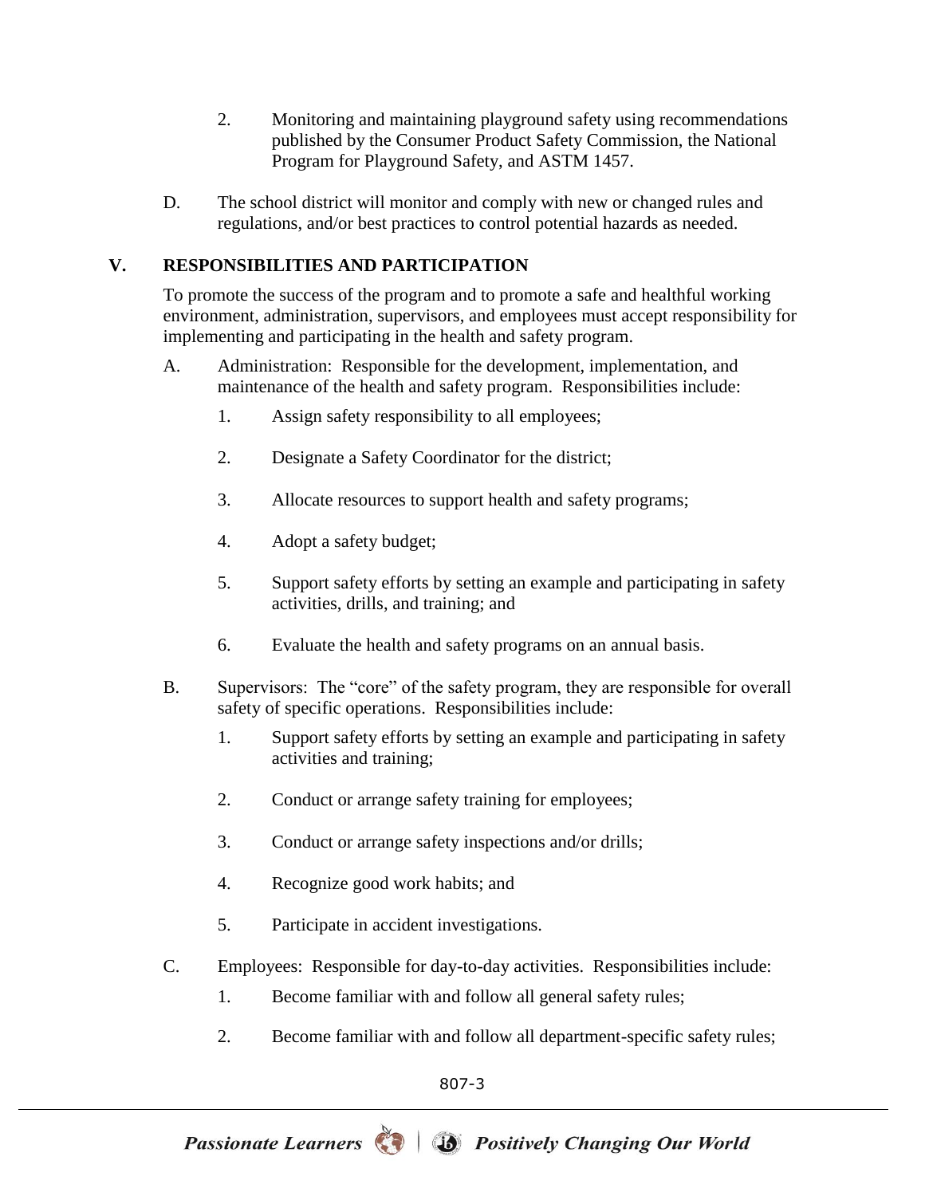2. Monitoring and maintaining playground safety using recommendations published by the Consumer Product Safety Commission, the National Program for Playground Safety, and ASTM 1457.

D. The school district will monitor and comply with new or changed rules and regulations, and/or best practices to control potential hazards as needed.

## V. RESPONSIBILITIES AND PARTICIPATION

To promote the success of the program and to promote a safe and healthful working environment, administration, supervisors, and employees must accept responsibility for implementing and participating in the health and safety program.

A. Administration: Responsible for the development, implementation, and maintenance of the health and safety program. Responsibilities include:

1. Assign safety responsibility to all employees;
2. Designate a Safety Coordinator for the district;
3. Allocate resources to support health and safety programs;
4. Adopt a safety budget;
5. Support safety efforts by setting an example and participating in safety activities, drills, and training; and
6. Evaluate the health and safety programs on an annual basis.

B. Supervisors: The "core" of the safety program, they are responsible for overall safety of specific operations. Responsibilities include:

1. Support safety efforts by setting an example and participating in safety activities and training;
2. Conduct or arrange safety training for employees;
3. Conduct or arrange safety inspections and/or drills;
4. Recognize good work habits; and
5. Participate in accident investigations.

C. Employees: Responsible for day-to-day activities. Responsibilities include:

1. Become familiar with and follow all general safety rules;
2. Become familiar with and follow all department-specific safety rules;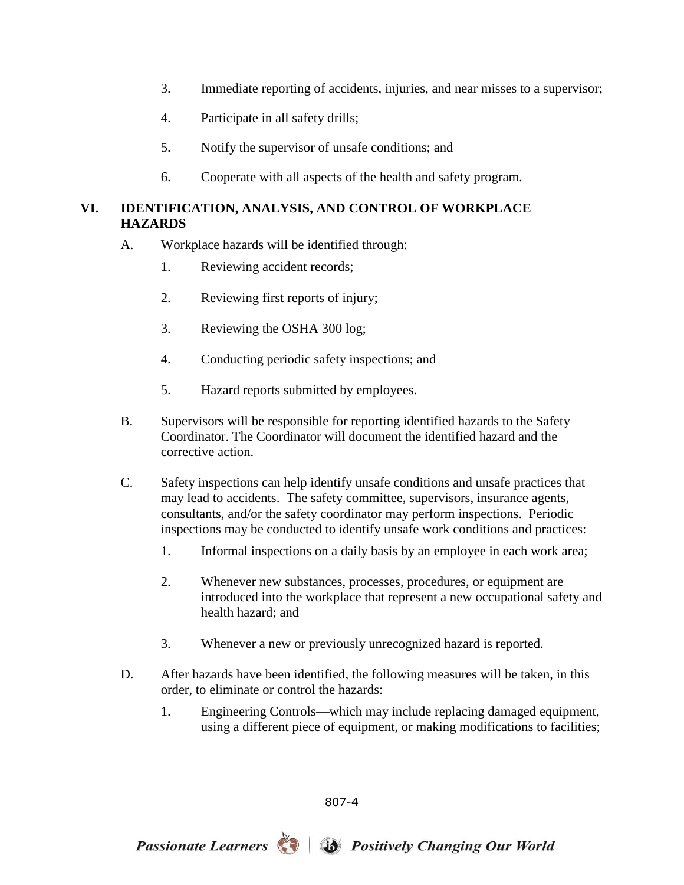3. Immediate reporting of accidents, injuries, and near misses to a supervisor;

4. Participate in all safety drills;

5. Notify the supervisor of unsafe conditions; and

6. Cooperate with all aspects of the health and safety program.

## VI. IDENTIFICATION, ANALYSIS, AND CONTROL OF WORKPLACE HAZARDS

A. Workplace hazards will be identified through:

   1. Reviewing accident records;

   2. Reviewing first reports of injury;

   3. Reviewing the OSHA 300 log;

   4. Conducting periodic safety inspections; and

   5. Hazard reports submitted by employees.

B. Supervisors will be responsible for reporting identified hazards to the Safety Coordinator. The Coordinator will document the identified hazard and the corrective action.

C. Safety inspections can help identify unsafe conditions and unsafe practices that may lead to accidents. The safety committee, supervisors, insurance agents, consultants, and/or the safety coordinator may perform inspections. Periodic inspections may be conducted to identify unsafe work conditions and practices:

   1. Informal inspections on a daily basis by an employee in each work area;

   2. Whenever new substances, processes, procedures, or equipment are introduced into the workplace that represent a new occupational safety and health hazard; and

   3. Whenever a new or previously unrecognized hazard is reported.

D. After hazards have been identified, the following measures will be taken, in this order, to eliminate or control the hazards:

   1. Engineering Controls—which may include replacing damaged equipment, using a different piece of equipment, or making modifications to facilities;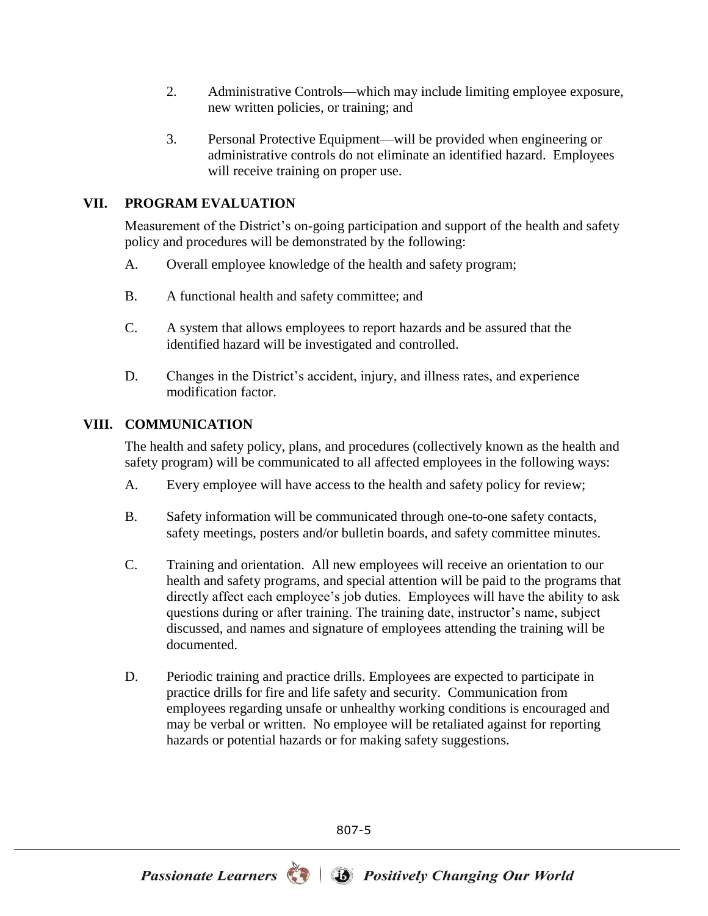2. Administrative Controls—which may include limiting employee exposure, new written policies, or training; and

3. Personal Protective Equipment—will be provided when engineering or administrative controls do not eliminate an identified hazard. Employees will receive training on proper use.

## VII. PROGRAM EVALUATION

Measurement of the District's on-going participation and support of the health and safety policy and procedures will be demonstrated by the following:

A. Overall employee knowledge of the health and safety program;

B. A functional health and safety committee; and

C. A system that allows employees to report hazards and be assured that the identified hazard will be investigated and controlled.

D. Changes in the District's accident, injury, and illness rates, and experience modification factor.

## VIII. COMMUNICATION

The health and safety policy, plans, and procedures (collectively known as the health and safety program) will be communicated to all affected employees in the following ways:

A. Every employee will have access to the health and safety policy for review;

B. Safety information will be communicated through one-to-one safety contacts, safety meetings, posters and/or bulletin boards, and safety committee minutes.

C. Training and orientation. All new employees will receive an orientation to our health and safety programs, and special attention will be paid to the programs that directly affect each employee's job duties. Employees will have the ability to ask questions during or after training. The training date, instructor's name, subject discussed, and names and signature of employees attending the training will be documented.

D. Periodic training and practice drills. Employees are expected to participate in practice drills for fire and life safety and security. Communication from employees regarding unsafe or unhealthy working conditions is encouraged and may be verbal or written. No employee will be retaliated against for reporting hazards or potential hazards or for making safety suggestions.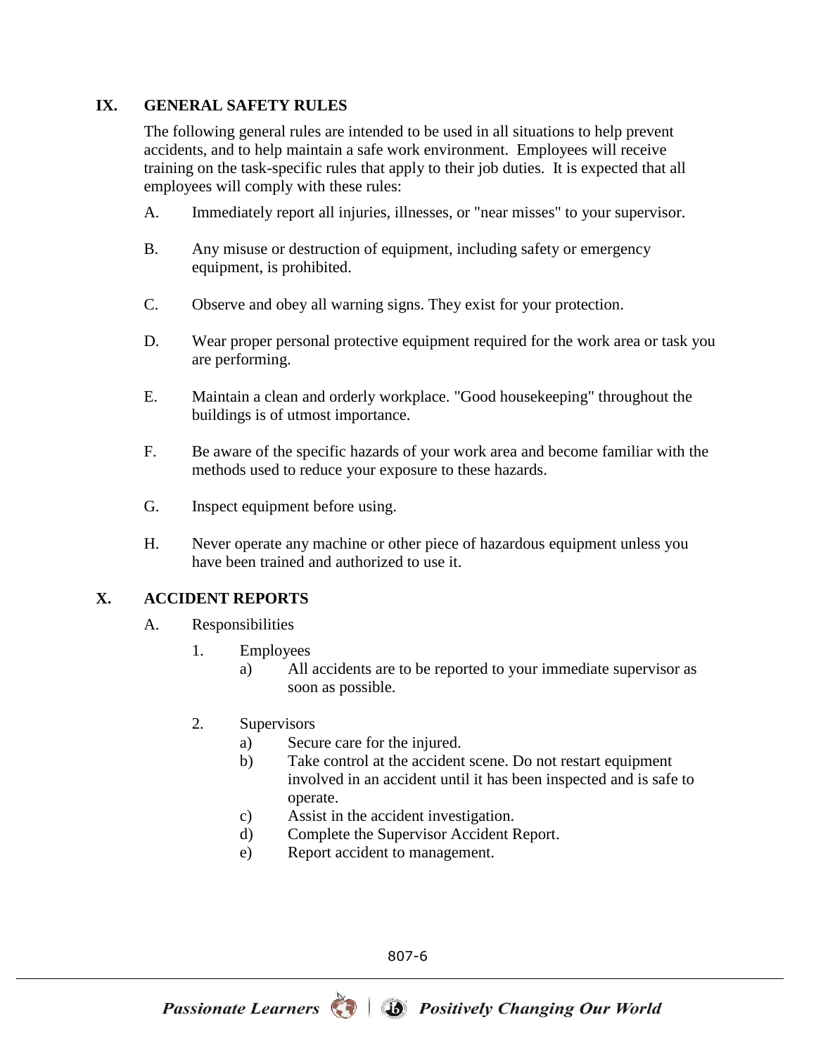## IX. GENERAL SAFETY RULES

The following general rules are intended to be used in all situations to help prevent accidents, and to help maintain a safe work environment. Employees will receive training on the task-specific rules that apply to their job duties. It is expected that all employees will comply with these rules:

A. Immediately report all injuries, illnesses, or "near misses" to your supervisor.

B. Any misuse or destruction of equipment, including safety or emergency equipment, is prohibited.

C. Observe and obey all warning signs. They exist for your protection.

D. Wear proper personal protective equipment required for the work area or task you are performing.

E. Maintain a clean and orderly workplace. "Good housekeeping" throughout the buildings is of utmost importance.

F. Be aware of the specific hazards of your work area and become familiar with the methods used to reduce your exposure to these hazards.

G. Inspect equipment before using.

H. Never operate any machine or other piece of hazardous equipment unless you have been trained and authorized to use it.

## X. ACCIDENT REPORTS

A. Responsibilities

1. Employees
   a) All accidents are to be reported to your immediate supervisor as soon as possible.

2. Supervisors
   a) Secure care for the injured.
   b) Take control at the accident scene. Do not restart equipment involved in an accident until it has been inspected and is safe to operate.
   c) Assist in the accident investigation.
   d) Complete the Supervisor Accident Report.
   e) Report accident to management.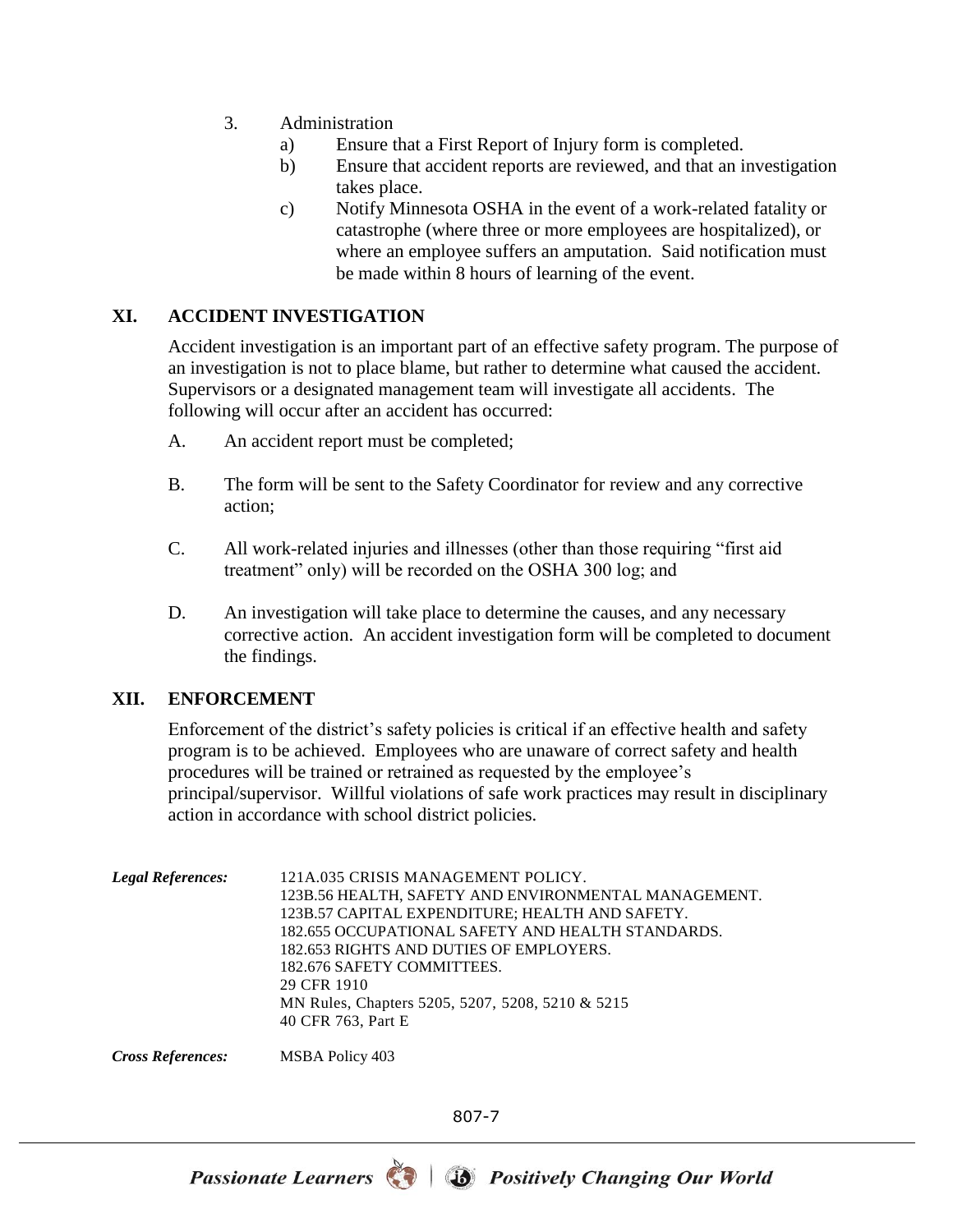3. Administration
   a) Ensure that a First Report of Injury form is completed.
   b) Ensure that accident reports are reviewed, and that an investigation takes place.
   c) Notify Minnesota OSHA in the event of a work-related fatality or catastrophe (where three or more employees are hospitalized), or where an employee suffers an amputation. Said notification must be made within 8 hours of learning of the event.

## XI. ACCIDENT INVESTIGATION

Accident investigation is an important part of an effective safety program. The purpose of an investigation is not to place blame, but rather to determine what caused the accident. Supervisors or a designated management team will investigate all accidents. The following will occur after an accident has occurred:

A. An accident report must be completed;

B. The form will be sent to the Safety Coordinator for review and any corrective action;

C. All work-related injuries and illnesses (other than those requiring "first aid treatment" only) will be recorded on the OSHA 300 log; and

D. An investigation will take place to determine the causes, and any necessary corrective action. An accident investigation form will be completed to document the findings.

## XII. ENFORCEMENT

Enforcement of the district's safety policies is critical if an effective health and safety program is to be achieved. Employees who are unaware of correct safety and health procedures will be trained or retrained as requested by the employee's principal/supervisor. Willful violations of safe work practices may result in disciplinary action in accordance with school district policies.

***Legal References:***
121A.035 CRISIS MANAGEMENT POLICY.
123B.56 HEALTH, SAFETY AND ENVIRONMENTAL MANAGEMENT.
123B.57 CAPITAL EXPENDITURE; HEALTH AND SAFETY.
182.655 OCCUPATIONAL SAFETY AND HEALTH STANDARDS.
182.653 RIGHTS AND DUTIES OF EMPLOYERS.
182.676 SAFETY COMMITTEES.
29 CFR 1910
MN Rules, Chapters 5205, 5207, 5208, 5210 & 5215
40 CFR 763, Part E

***Cross References:*** MSBA Policy 403